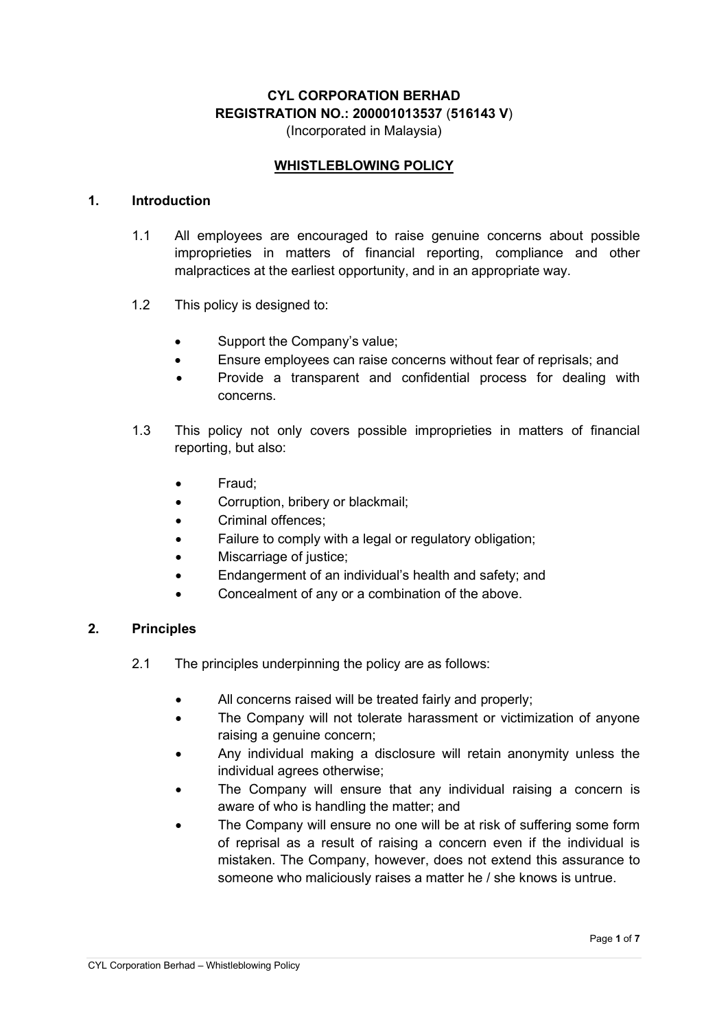**CYL CORPORATION BERHAD**
**REGISTRATION NO.: 200001013537** (**516143 V**)
(Incorporated in Malaysia)

# WHISTLEBLOWING POLICY

## 1. Introduction

1.1 All employees are encouraged to raise genuine concerns about possible improprieties in matters of financial reporting, compliance and other malpractices at the earliest opportunity, and in an appropriate way.

1.2 This policy is designed to:

- Support the Company's value;
- Ensure employees can raise concerns without fear of reprisals; and
- Provide a transparent and confidential process for dealing with concerns.

1.3 This policy not only covers possible improprieties in matters of financial reporting, but also:

- Fraud;
- Corruption, bribery or blackmail;
- Criminal offences;
- Failure to comply with a legal or regulatory obligation;
- Miscarriage of justice;
- Endangerment of an individual's health and safety; and
- Concealment of any or a combination of the above.

## 2. Principles

2.1 The principles underpinning the policy are as follows:

- All concerns raised will be treated fairly and properly;
- The Company will not tolerate harassment or victimization of anyone raising a genuine concern;
- Any individual making a disclosure will retain anonymity unless the individual agrees otherwise;
- The Company will ensure that any individual raising a concern is aware of who is handling the matter; and
- The Company will ensure no one will be at risk of suffering some form of reprisal as a result of raising a concern even if the individual is mistaken. The Company, however, does not extend this assurance to someone who maliciously raises a matter he / she knows is untrue.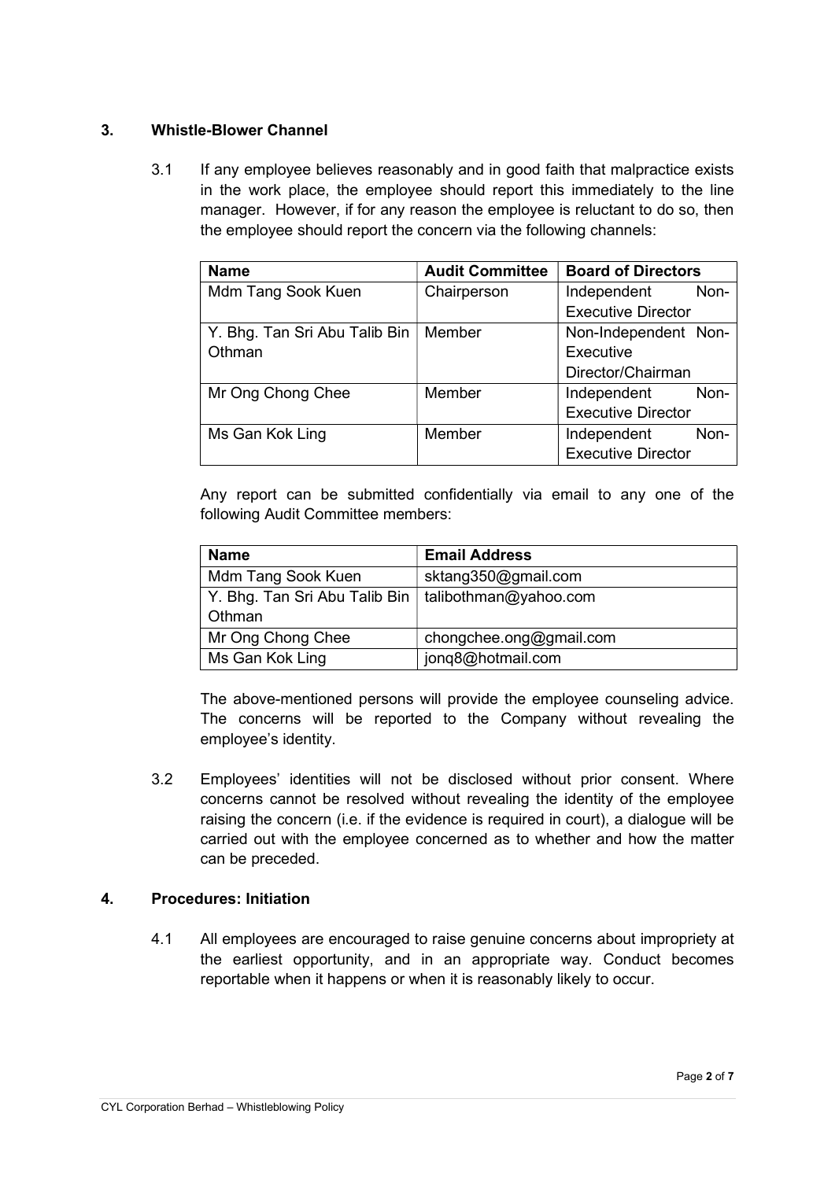### 3. Whistle-Blower Channel

3.1 If any employee believes reasonably and in good faith that malpractice exists in the work place, the employee should report this immediately to the line manager. However, if for any reason the employee is reluctant to do so, then the employee should report the concern via the following channels:

| Name | Audit Committee | Board of Directors |
|---|---|---|
| Mdm Tang Sook Kuen | Chairperson | Independent Non-Executive Director |
| Y. Bhg. Tan Sri Abu Talib Bin Othman | Member | Non-Independent Non-Executive Director/Chairman |
| Mr Ong Chong Chee | Member | Independent Non-Executive Director |
| Ms Gan Kok Ling | Member | Independent Non-Executive Director |

Any report can be submitted confidentially via email to any one of the following Audit Committee members:

| Name | Email Address |
|---|---|
| Mdm Tang Sook Kuen | sktang350@gmail.com |
| Y. Bhg. Tan Sri Abu Talib Bin Othman | talibothman@yahoo.com |
| Mr Ong Chong Chee | chongchee.ong@gmail.com |
| Ms Gan Kok Ling | jonq8@hotmail.com |

The above-mentioned persons will provide the employee counseling advice. The concerns will be reported to the Company without revealing the employee's identity.

3.2 Employees' identities will not be disclosed without prior consent. Where concerns cannot be resolved without revealing the identity of the employee raising the concern (i.e. if the evidence is required in court), a dialogue will be carried out with the employee concerned as to whether and how the matter can be preceded.

### 4. Procedures: Initiation

4.1 All employees are encouraged to raise genuine concerns about impropriety at the earliest opportunity, and in an appropriate way. Conduct becomes reportable when it happens or when it is reasonably likely to occur.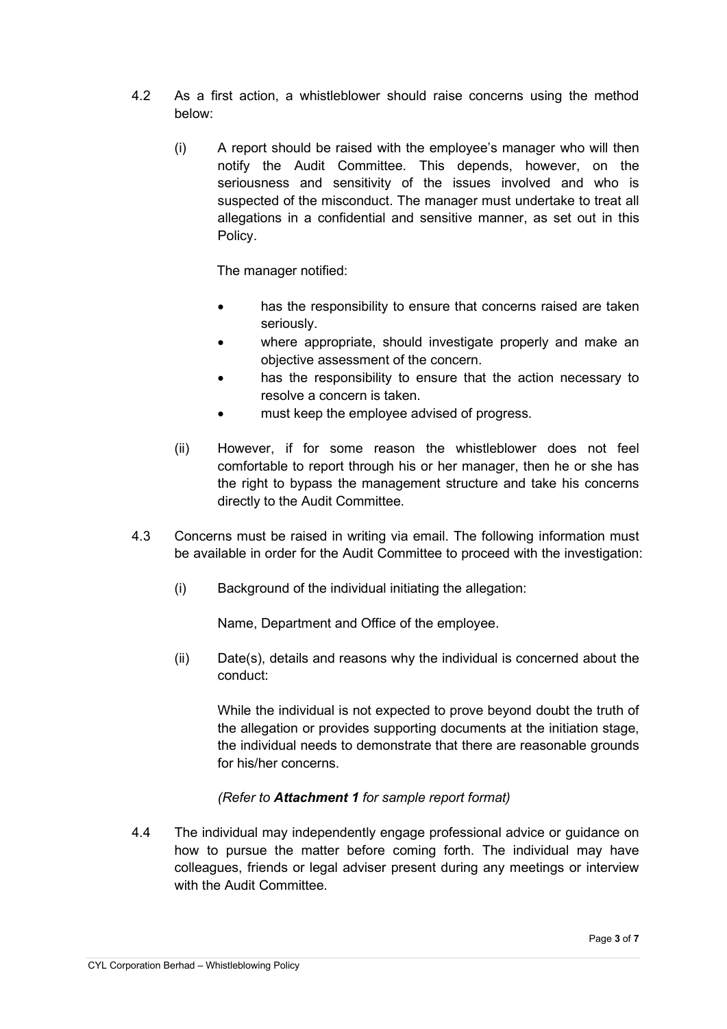4.2 As a first action, a whistleblower should raise concerns using the method below:

(i) A report should be raised with the employee's manager who will then notify the Audit Committee. This depends, however, on the seriousness and sensitivity of the issues involved and who is suspected of the misconduct. The manager must undertake to treat all allegations in a confidential and sensitive manner, as set out in this Policy.

The manager notified:

- has the responsibility to ensure that concerns raised are taken seriously.
- where appropriate, should investigate properly and make an objective assessment of the concern.
- has the responsibility to ensure that the action necessary to resolve a concern is taken.
- must keep the employee advised of progress.

(ii) However, if for some reason the whistleblower does not feel comfortable to report through his or her manager, then he or she has the right to bypass the management structure and take his concerns directly to the Audit Committee.

4.3 Concerns must be raised in writing via email. The following information must be available in order for the Audit Committee to proceed with the investigation:

(i) Background of the individual initiating the allegation:

Name, Department and Office of the employee.

(ii) Date(s), details and reasons why the individual is concerned about the conduct:

While the individual is not expected to prove beyond doubt the truth of the allegation or provides supporting documents at the initiation stage, the individual needs to demonstrate that there are reasonable grounds for his/her concerns.

*(Refer to **Attachment 1** for sample report format)*

4.4 The individual may independently engage professional advice or guidance on how to pursue the matter before coming forth. The individual may have colleagues, friends or legal adviser present during any meetings or interview with the Audit Committee.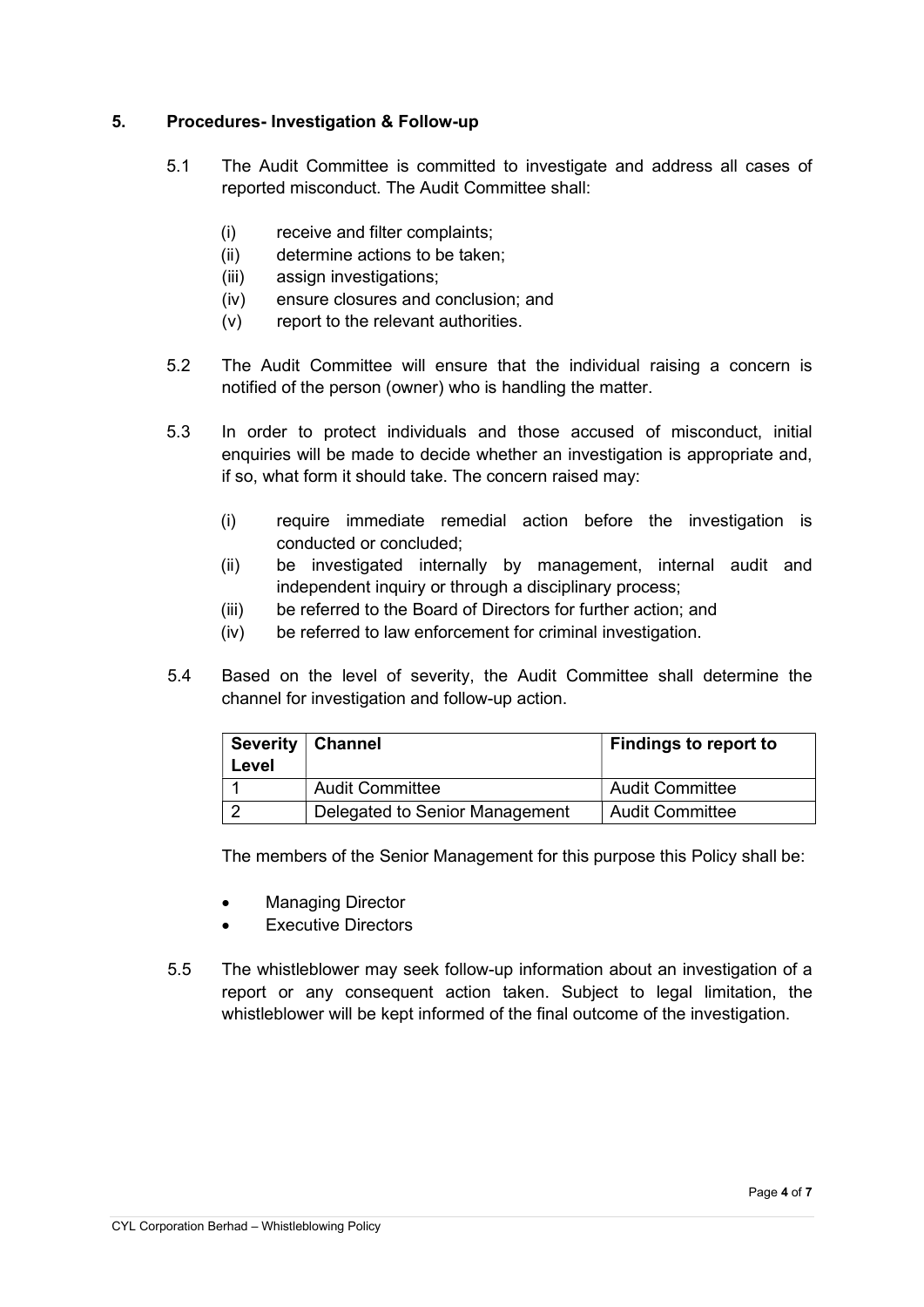## 5. Procedures- Investigation & Follow-up

5.1 The Audit Committee is committed to investigate and address all cases of reported misconduct. The Audit Committee shall:

- (i) receive and filter complaints;
- (ii) determine actions to be taken;
- (iii) assign investigations;
- (iv) ensure closures and conclusion; and
- (v) report to the relevant authorities.

5.2 The Audit Committee will ensure that the individual raising a concern is notified of the person (owner) who is handling the matter.

5.3 In order to protect individuals and those accused of misconduct, initial enquiries will be made to decide whether an investigation is appropriate and, if so, what form it should take. The concern raised may:

- (i) require immediate remedial action before the investigation is conducted or concluded;
- (ii) be investigated internally by management, internal audit and independent inquiry or through a disciplinary process;
- (iii) be referred to the Board of Directors for further action; and
- (iv) be referred to law enforcement for criminal investigation.

5.4 Based on the level of severity, the Audit Committee shall determine the channel for investigation and follow-up action.

| Severity Level | Channel | Findings to report to |
| --- | --- | --- |
| 1 | Audit Committee | Audit Committee |
| 2 | Delegated to Senior Management | Audit Committee |

The members of the Senior Management for this purpose this Policy shall be:

- Managing Director
- Executive Directors

5.5 The whistleblower may seek follow-up information about an investigation of a report or any consequent action taken. Subject to legal limitation, the whistleblower will be kept informed of the final outcome of the investigation.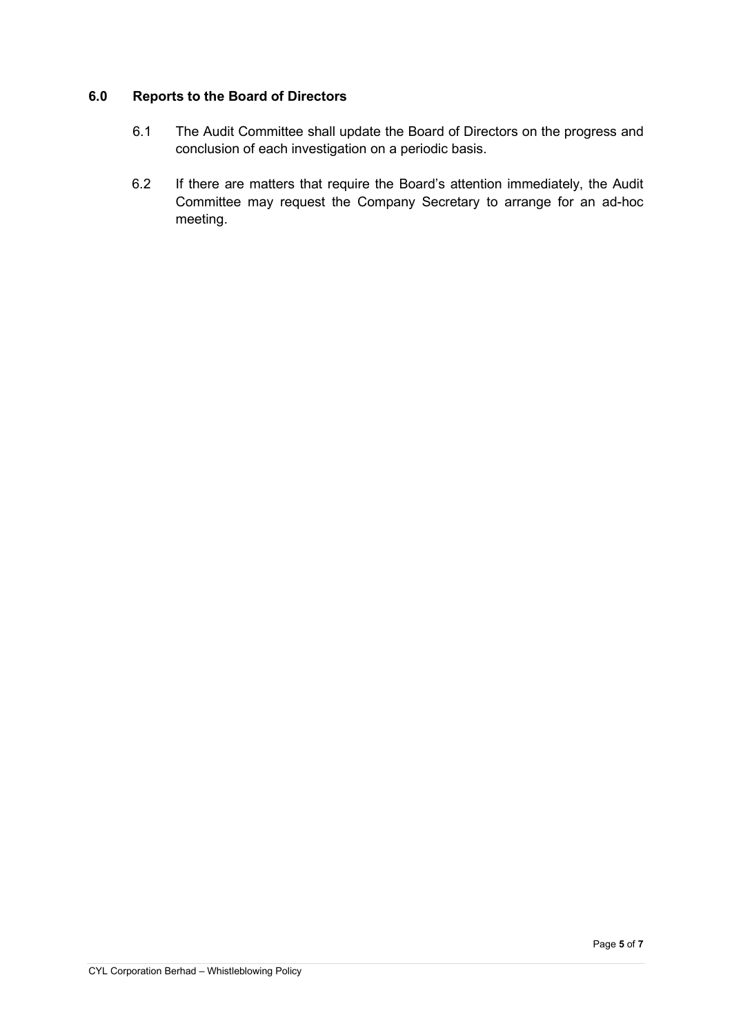## 6.0 Reports to the Board of Directors

6.1 The Audit Committee shall update the Board of Directors on the progress and conclusion of each investigation on a periodic basis.

6.2 If there are matters that require the Board's attention immediately, the Audit Committee may request the Company Secretary to arrange for an ad-hoc meeting.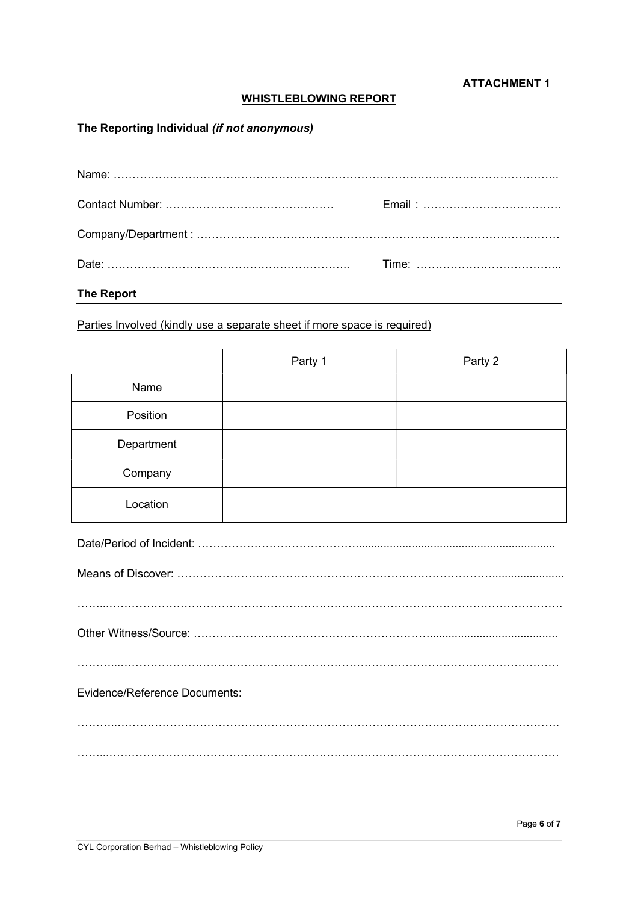**ATTACHMENT 1**

## WHISTLEBLOWING REPORT

### The Reporting Individual *(if not anonymous)*

Name: ……………………………………………………………………………………………………………..

Contact Number: ………………………………………  Email : ……………………………….

Company/Department : ………………………………………………………………………………………

Date: ………………………………………………………..  Time: ………………………………...

### The Report

Parties Involved (kindly use a separate sheet if more space is required)

| | Party 1 | Party 2 |
|---|---|---|
| Name | | |
| Position | | |
| Department | | |
| Company | | |
| Location | | |

Date/Period of Incident: ……………………………………...............................................................

Means of Discover: ……………………………………………………………………………......................

……...……………………………………………………………………………………………………………….

Other Witness/Source: ……………………………………………………….........................................

………...……………………………………………………………………………………………………………

Evidence/Reference Documents:

………..…………………………………………………………………………………………………………….

……...………………………………………………………………………………………………………………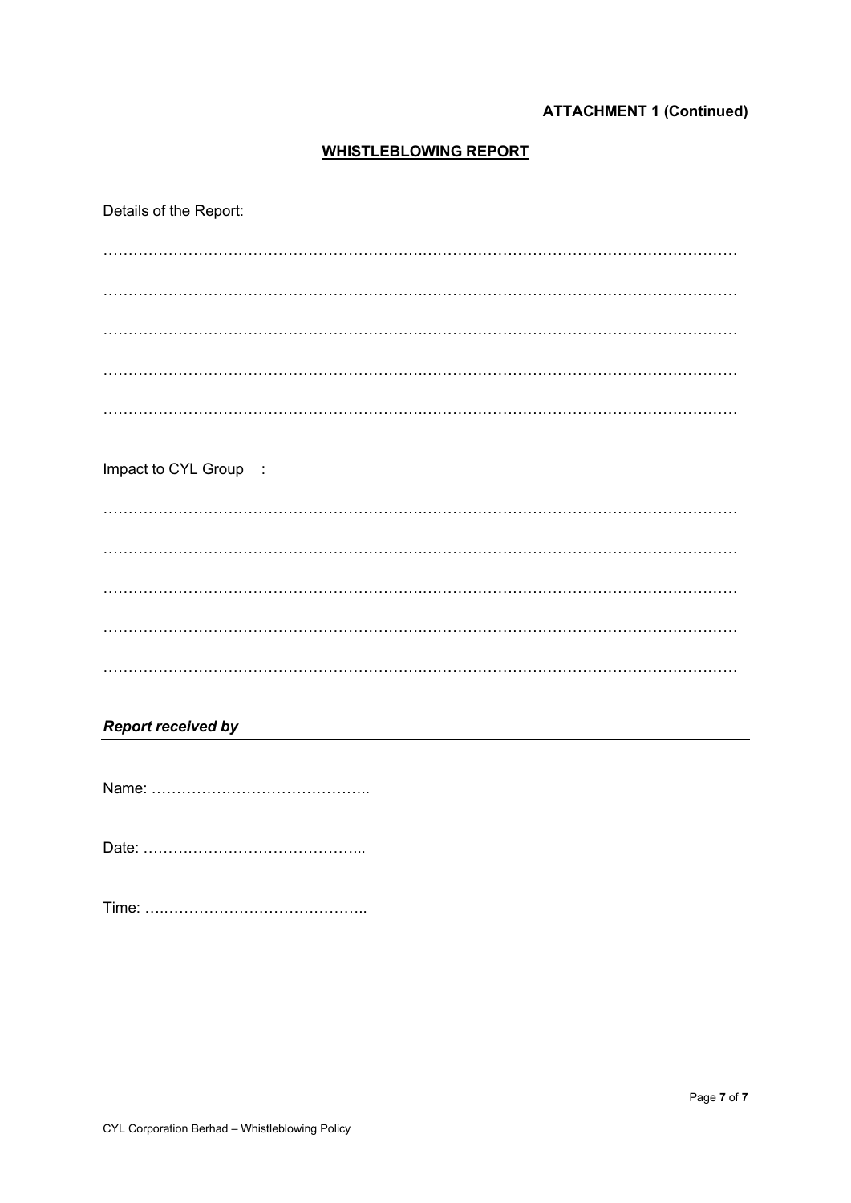**ATTACHMENT 1 (Continued)**

## WHISTLEBLOWING REPORT

Details of the Report:

…………………………………………………………………………………………………………………

…………………………………………………………………………………………………………………

…………………………………………………………………………………………………………………

…………………………………………………………………………………………………………………

…………………………………………………………………………………………………………………

Impact to CYL Group :

…………………………………………………………………………………………………………………

…………………………………………………………………………………………………………………

…………………………………………………………………………………………………………………

…………………………………………………………………………………………………………………

…………………………………………………………………………………………………………………

***Report received by***

Name: ……………………………………..

Date: ……………………………………...

Time: ….…………………………………..